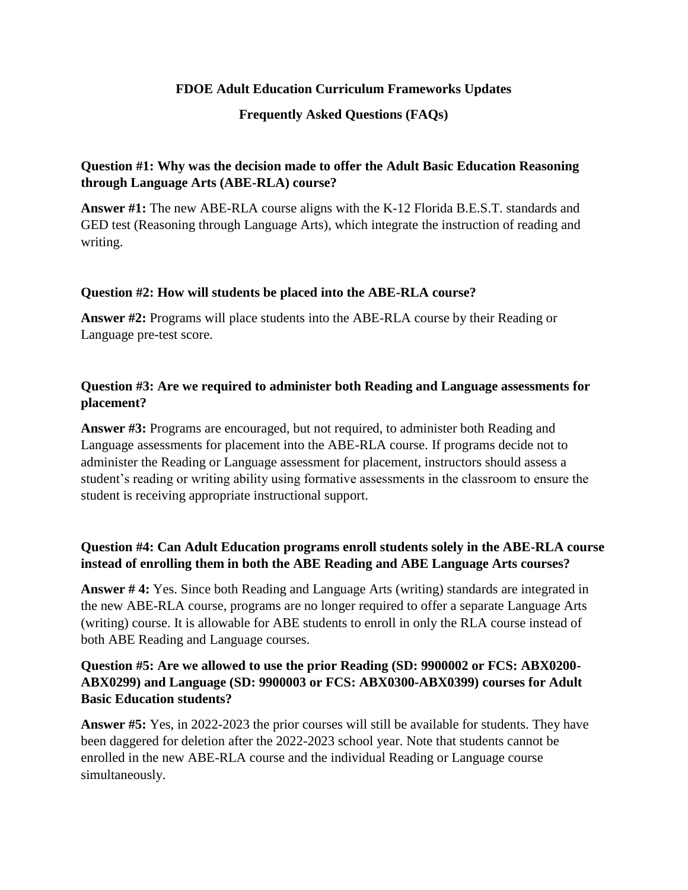# FDOE Adult Education Curriculum Frameworks Updates

## Frequently Asked Questions (FAQs)

**Question #1: Why was the decision made to offer the Adult Basic Education Reasoning through Language Arts (ABE-RLA) course?**

**Answer #1:** The new ABE-RLA course aligns with the K-12 Florida B.E.S.T. standards and GED test (Reasoning through Language Arts), which integrate the instruction of reading and writing.

**Question #2: How will students be placed into the ABE-RLA course?**

**Answer #2:** Programs will place students into the ABE-RLA course by their Reading or Language pre-test score.

**Question #3: Are we required to administer both Reading and Language assessments for placement?**

**Answer #3:** Programs are encouraged, but not required, to administer both Reading and Language assessments for placement into the ABE-RLA course. If programs decide not to administer the Reading or Language assessment for placement, instructors should assess a student's reading or writing ability using formative assessments in the classroom to ensure the student is receiving appropriate instructional support.

**Question #4: Can Adult Education programs enroll students solely in the ABE-RLA course instead of enrolling them in both the ABE Reading and ABE Language Arts courses?**

**Answer # 4:** Yes. Since both Reading and Language Arts (writing) standards are integrated in the new ABE-RLA course, programs are no longer required to offer a separate Language Arts (writing) course. It is allowable for ABE students to enroll in only the RLA course instead of both ABE Reading and Language courses.

**Question #5: Are we allowed to use the prior Reading (SD: 9900002 or FCS: ABX0200-ABX0299) and Language (SD: 9900003 or FCS: ABX0300-ABX0399) courses for Adult Basic Education students?**

**Answer #5:** Yes, in 2022-2023 the prior courses will still be available for students. They have been daggered for deletion after the 2022-2023 school year. Note that students cannot be enrolled in the new ABE-RLA course and the individual Reading or Language course simultaneously.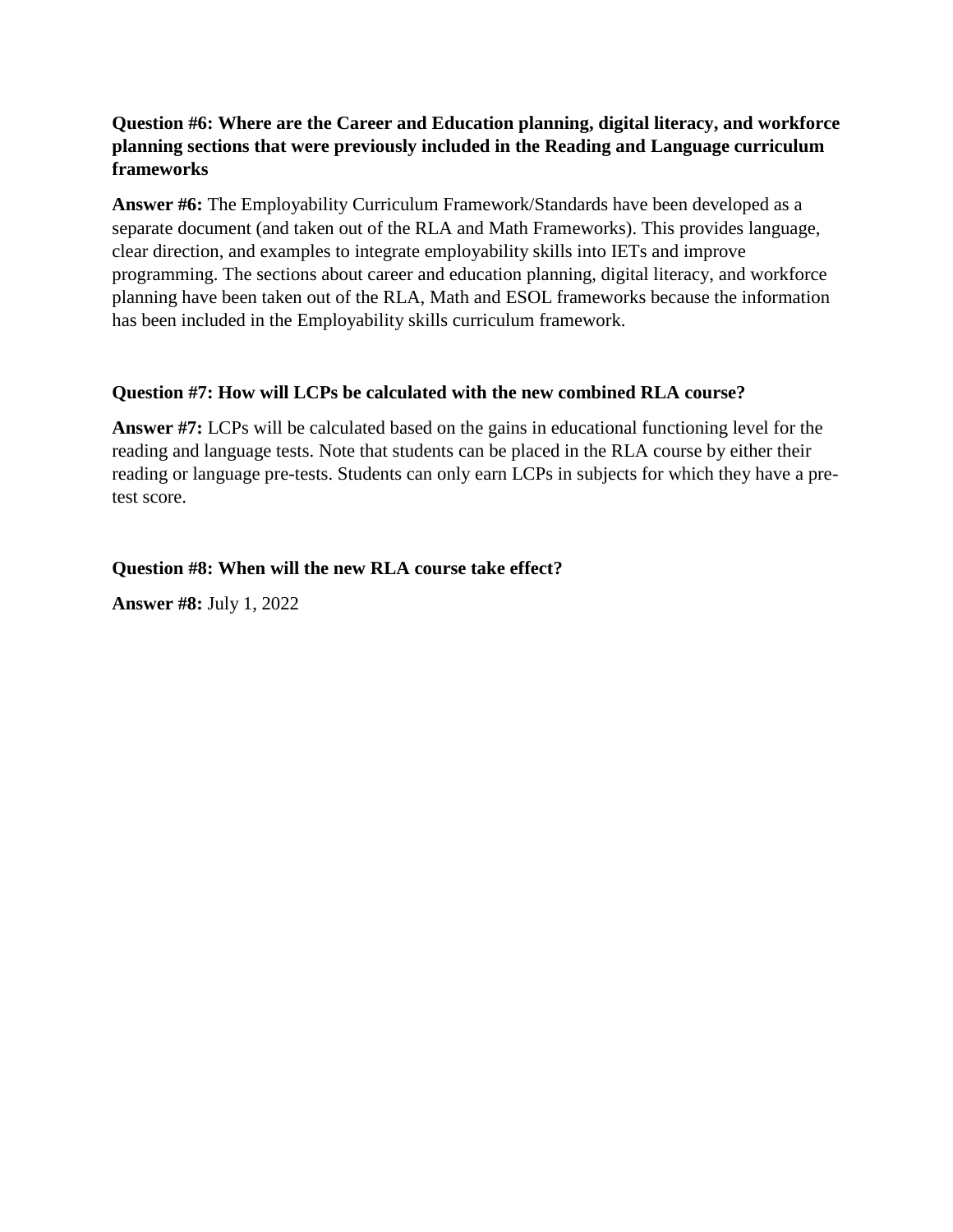**Question #6: Where are the Career and Education planning, digital literacy, and workforce planning sections that were previously included in the Reading and Language curriculum frameworks**

**Answer #6:** The Employability Curriculum Framework/Standards have been developed as a separate document (and taken out of the RLA and Math Frameworks). This provides language, clear direction, and examples to integrate employability skills into IETs and improve programming. The sections about career and education planning, digital literacy, and workforce planning have been taken out of the RLA, Math and ESOL frameworks because the information has been included in the Employability skills curriculum framework.

**Question #7: How will LCPs be calculated with the new combined RLA course?**

**Answer #7:** LCPs will be calculated based on the gains in educational functioning level for the reading and language tests. Note that students can be placed in the RLA course by either their reading or language pre-tests. Students can only earn LCPs in subjects for which they have a pre-test score.

**Question #8: When will the new RLA course take effect?**

**Answer #8:** July 1, 2022